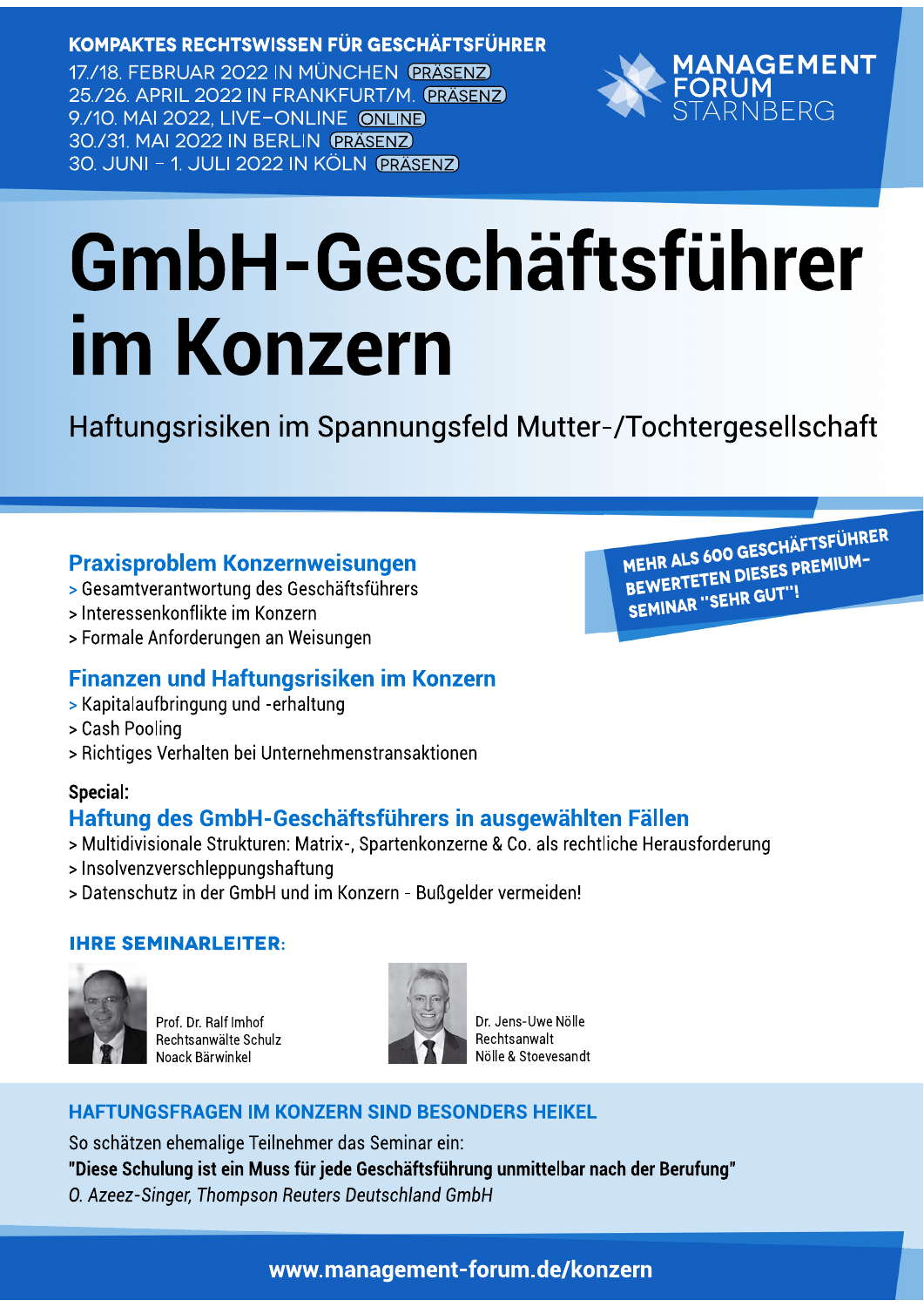**KOMPAKTES RECHTSWISSEN FÜR GESCHÄFTSFÜHRER**

17./18. FEBRUAR 2022 IN MÜNCHEN (PRÄSENZ)
25./26. APRIL 2022 IN FRANKFURT/M. (PRÄSENZ)
9./10. MAI 2022, LIVE-ONLINE (ONLINE)
30./31. MAI 2022 IN BERLIN (PRÄSENZ)
30. JUNI – 1. JULI 2022 IN KÖLN (PRÄSENZ)

MANAGEMENT FORUM STARNBERG

# GmbH-Geschäftsführer im Konzern

Haftungsrisiken im Spannungsfeld Mutter-/Tochtergesellschaft

**MEHR ALS 600 GESCHÄFTSFÜHRER BEWERTETEN DIESES PREMIUM-SEMINAR "SEHR GUT"!**

## Praxisproblem Konzernweisungen

> Gesamtverantwortung des Geschäftsführers
> Interessenkonflikte im Konzern
> Formale Anforderungen an Weisungen

## Finanzen und Haftungsrisiken im Konzern

> Kapitalaufbringung und -erhaltung
> Cash Pooling
> Richtiges Verhalten bei Unternehmenstransaktionen

**Special:**

## Haftung des GmbH-Geschäftsführers in ausgewählten Fällen

> Multidivisionale Strukturen: Matrix-, Spartenkonzerne & Co. als rechtliche Herausforderung
> Insolvenzverschleppungshaftung
> Datenschutz in der GmbH und im Konzern - Bußgelder vermeiden!

**IHRE SEMINARLEITER:**

Prof. Dr. Ralf Imhof
Rechtsanwälte Schulz Noack Bärwinkel

Dr. Jens-Uwe Nölle
Rechtsanwalt
Nölle & Stoevesandt

## HAFTUNGSFRAGEN IM KONZERN SIND BESONDERS HEIKEL

So schätzen ehemalige Teilnehmer das Seminar ein:

**"Diese Schulung ist ein Muss für jede Geschäftsführung unmittelbar nach der Berufung"**

*O. Azeez-Singer, Thompson Reuters Deutschland GmbH*

**www.management-forum.de/konzern**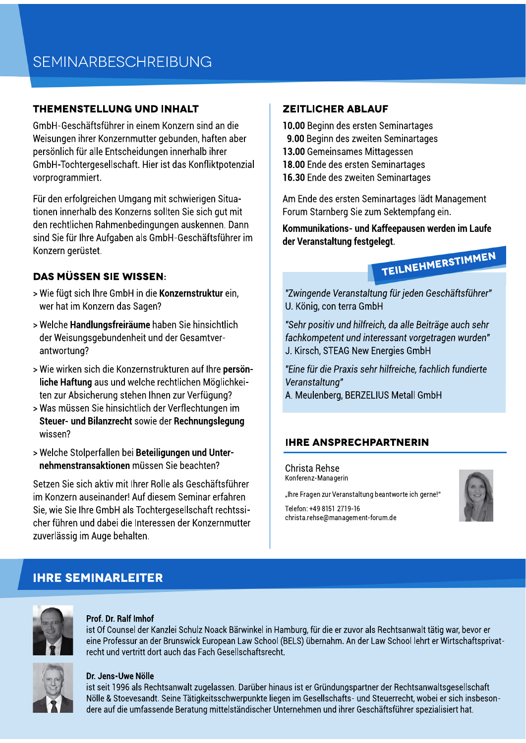# SEMINARBESCHREIBUNG

## THEMENSTELLUNG UND INHALT

GmbH-Geschäftsführer in einem Konzern sind an die Weisungen ihrer Konzernmutter gebunden, haften aber persönlich für alle Entscheidungen innerhalb ihrer GmbH-Tochtergesellschaft. Hier ist das Konfliktpotenzial vorprogrammiert.

Für den erfolgreichen Umgang mit schwierigen Situationen innerhalb des Konzerns sollten Sie sich gut mit den rechtlichen Rahmenbedingungen auskennen. Dann sind Sie für Ihre Aufgaben als GmbH-Geschäftsführer im Konzern gerüstet.

## DAS MÜSSEN SIE WISSEN:

> Wie fügt sich Ihre GmbH in die **Konzernstruktur** ein, wer hat im Konzern das Sagen?

> Welche **Handlungsfreiräume** haben Sie hinsichtlich der Weisungsgebundenheit und der Gesamtverantwortung?

> Wie wirken sich die Konzernstrukturen auf Ihre **persönliche Haftung** aus und welche rechtlichen Möglichkeiten zur Absicherung stehen Ihnen zur Verfügung?

> Was müssen Sie hinsichtlich der Verflechtungen im **Steuer- und Bilanzrecht** sowie der **Rechnungslegung** wissen?

> Welche Stolperfallen bei **Beteiligungen und Unternehmenstransaktionen** müssen Sie beachten?

Setzen Sie sich aktiv mit Ihrer Rolle als Geschäftsführer im Konzern auseinander! Auf diesem Seminar erfahren Sie, wie Sie Ihre GmbH als Tochtergesellschaft rechtssicher führen und dabei die Interessen der Konzernmutter zuverlässig im Auge behalten.

## ZEITLICHER ABLAUF

**10.00** Beginn des ersten Seminartages
**9.00** Beginn des zweiten Seminartages
**13.00** Gemeinsames Mittagessen
**18.00** Ende des ersten Seminartages
**16.30** Ende des zweiten Seminartages

Am Ende des ersten Seminartages lädt Management Forum Starnberg Sie zum Sektempfang ein.

**Kommunikations- und Kaffeepausen werden im Laufe der Veranstaltung festgelegt.**

## TEILNEHMERSTIMMEN

*"Zwingende Veranstaltung für jeden Geschäftsführer"*
U. König, con terra GmbH

*"Sehr positiv und hilfreich, da alle Beiträge auch sehr fachkompetent und interessant vorgetragen wurden"*
J. Kirsch, STEAG New Energies GmbH

*"Eine für die Praxis sehr hilfreiche, fachlich fundierte Veranstaltung"*
A. Meulenberg, BERZELIUS Metall GmbH

## IHRE ANSPRECHPARTNERIN

Christa Rehse
Konferenz-Managerin

„Ihre Fragen zur Veranstaltung beantworte ich gerne!"

Telefon: +49 8151 2719-16
christa.rehse@management-forum.de

## IHRE SEMINARLEITER

**Prof. Dr. Ralf Imhof**
ist Of Counsel der Kanzlei Schulz Noack Bärwinkel in Hamburg, für die er zuvor als Rechtsanwalt tätig war, bevor er eine Professur an der Brunswick European Law School (BELS) übernahm. An der Law School lehrt er Wirtschaftsprivatrecht und vertritt dort auch das Fach Gesellschaftsrecht.

**Dr. Jens-Uwe Nölle**
ist seit 1996 als Rechtsanwalt zugelassen. Darüber hinaus ist er Gründungspartner der Rechtsanwaltsgesellschaft Nölle & Stoevesandt. Seine Tätigkeitsschwerpunkte liegen im Gesellschafts- und Steuerrecht, wobei er sich insbesondere auf die umfassende Beratung mittelständischer Unternehmen und ihrer Geschäftsführer spezialisiert hat.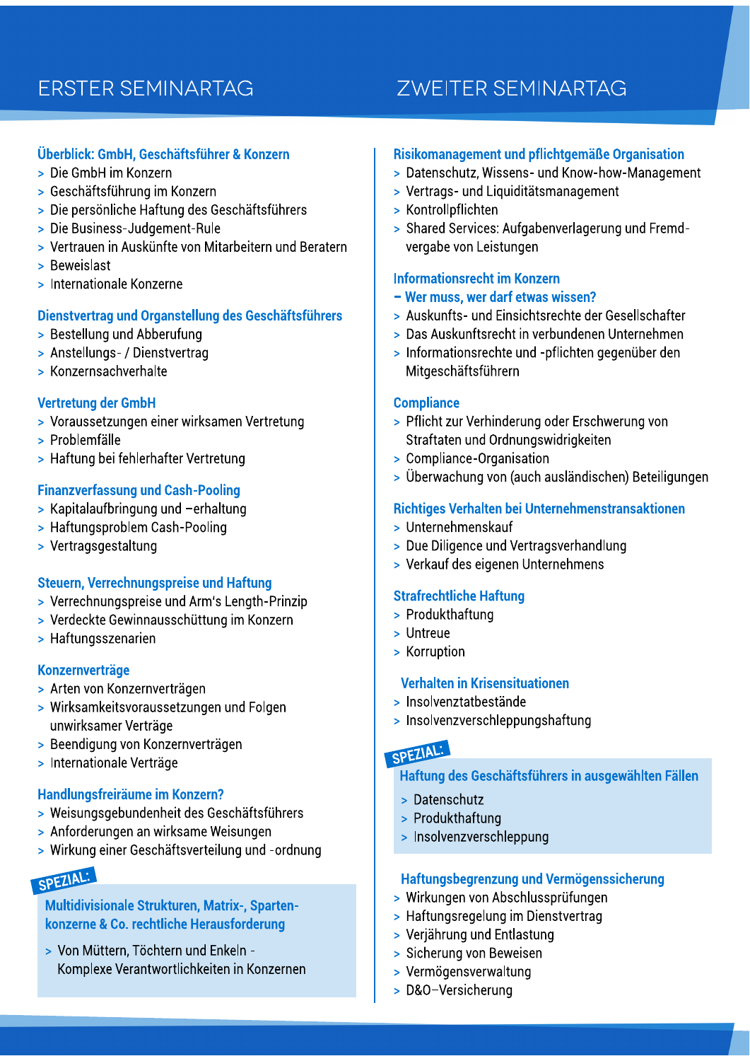# ERSTER SEMINARTAG

### Überblick: GmbH, Geschäftsführer & Konzern

- Die GmbH im Konzern
- Geschäftsführung im Konzern
- Die persönliche Haftung des Geschäftsführers
- Die Business-Judgement-Rule
- Vertrauen in Auskünfte von Mitarbeitern und Beratern
- Beweislast
- Internationale Konzerne

### Dienstvertrag und Organstellung des Geschäftsführers

- Bestellung und Abberufung
- Anstellungs- / Dienstvertrag
- Konzernsachverhalte

### Vertretung der GmbH

- Voraussetzungen einer wirksamen Vertretung
- Problemfälle
- Haftung bei fehlerhafter Vertretung

### Finanzverfassung und Cash-Pooling

- Kapitalaufbringung und –erhaltung
- Haftungsproblem Cash-Pooling
- Vertragsgestaltung

### Steuern, Verrechnungspreise und Haftung

- Verrechnungspreise und Arm's Length-Prinzip
- Verdeckte Gewinnausschüttung im Konzern
- Haftungsszenarien

### Konzernverträge

- Arten von Konzernverträgen
- Wirksamkeitsvoraussetzungen und Folgen unwirksamer Verträge
- Beendigung von Konzernverträgen
- Internationale Verträge

### Handlungsfreiräume im Konzern?

- Weisungsgebundenheit des Geschäftsführers
- Anforderungen an wirksame Weisungen
- Wirkung einer Geschäftsverteilung und -ordnung

**SPEZIAL:**

### Multidivisionale Strukturen, Matrix-, Spartenkonzerne & Co. rechtliche Herausforderung

- Von Müttern, Töchtern und Enkeln - Komplexe Verantwortlichkeiten in Konzernen

# ZWEITER SEMINARTAG

### Risikomanagement und pflichtgemäße Organisation

- Datenschutz, Wissens- und Know-how-Management
- Vertrags- und Liquiditätsmanagement
- Kontrollpflichten
- Shared Services: Aufgabenverlagerung und Fremdvergabe von Leistungen

### Informationsrecht im Konzern – Wer muss, wer darf etwas wissen?

- Auskunfts- und Einsichtsrechte der Gesellschafter
- Das Auskunftsrecht in verbundenen Unternehmen
- Informationsrechte und -pflichten gegenüber den Mitgeschäftsführern

### Compliance

- Pflicht zur Verhinderung oder Erschwerung von Straftaten und Ordnungswidrigkeiten
- Compliance-Organisation
- Überwachung von (auch ausländischen) Beteiligungen

### Richtiges Verhalten bei Unternehmenstransaktionen

- Unternehmenskauf
- Due Diligence und Vertragsverhandlung
- Verkauf des eigenen Unternehmens

### Strafrechtliche Haftung

- Produkthaftung
- Untreue
- Korruption

### Verhalten in Krisensituationen

- Insolvenztatbestände
- Insolvenzverschleppungshaftung

**SPEZIAL:**

### Haftung des Geschäftsführers in ausgewählten Fällen

- Datenschutz
- Produkthaftung
- Insolvenzverschleppung

### Haftungsbegrenzung und Vermögenssicherung

- Wirkungen von Abschlussprüfungen
- Haftungsregelung im Dienstvertrag
- Verjährung und Entlastung
- Sicherung von Beweisen
- Vermögensverwaltung
- D&O–Versicherung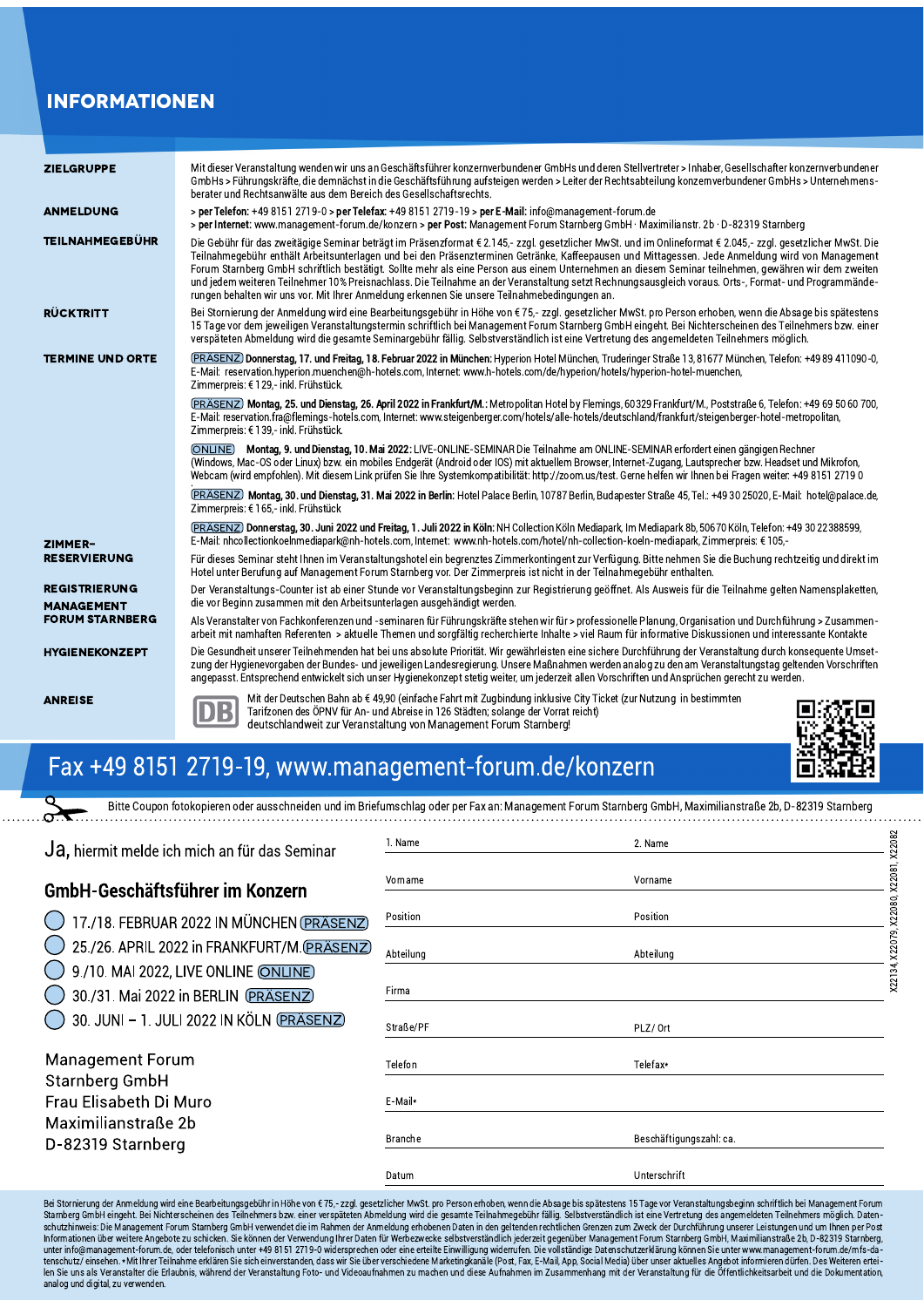# INFORMATIONEN

**ZIELGRUPPE**

Mit dieser Veranstaltung wenden wir uns an Geschäftsführer konzernverbundener GmbHs und deren Stellvertreter > Inhaber, Gesellschafter konzernverbundener GmbHs > Führungskräfte, die demnächst in die Geschäftsführung aufsteigen werden > Leiter der Rechtsabteilung konzernverbundener GmbHs > Unternehmensberater und Rechtsanwälte aus dem Bereich des Gesellschaftsrechts.

**ANMELDUNG**

> **per Telefon:** +49 8151 2719-0 > **per Telefax:** +49 8151 2719-19 > **per E-Mail:** info@management-forum.de
> **per Internet:** www.management-forum.de/konzern > **per Post:** Management Forum Starnberg GmbH · Maximilianstr. 2b · D-82319 Starnberg

**TEILNAHMEGEBÜHR**

Die Gebühr für das zweitägige Seminar beträgt im Präsenzformat € 2.145,- zzgl. gesetzlicher MwSt. und im Onlineformat € 2.045,- zzgl. gesetzlicher MwSt. Die Teilnahmegebühr enthält Arbeitsunterlagen und bei den Präsenzterminen Getränke, Kaffeepausen und Mittagessen. Jede Anmeldung wird von Management Forum Starnberg GmbH schriftlich bestätigt. Sollte mehr als eine Person aus einem Unternehmen an diesem Seminar teilnehmen, gewähren wir dem zweiten und jedem weiteren Teilnehmer 10% Preisnachlass. Die Teilnahme an der Veranstaltung setzt Rechnungsausgleich voraus. Orts-, Format- und Programmänderungen behalten wir uns vor. Mit Ihrer Anmeldung erkennen Sie unsere Teilnahmebedingungen an.

**RÜCKTRITT**

Bei Stornierung der Anmeldung wird eine Bearbeitungsgebühr in Höhe von € 75,- zzgl. gesetzlicher MwSt. pro Person erhoben, wenn die Absage bis spätestens 15 Tage vor dem jeweiligen Veranstaltungstermin schriftlich bei Management Forum Starnberg GmbH eingeht. Bei Nichterscheinen des Teilnehmers bzw. einer verspäteten Abmeldung wird die gesamte Seminargebühr fällig. Selbstverständlich ist eine Vertretung des angemeldeten Teilnehmers möglich.

**TERMINE UND ORTE**

PRÄSENZ **Donnerstag, 17. und Freitag, 18. Februar 2022 in München:** Hyperion Hotel München, Truderinger Straße 13, 81677 München, Telefon: +49 89 411090-0, E-Mail: reservation.hyperion.muenchen@h-hotels.com, Internet: www.h-hotels.com/de/hyperion/hotels/hyperion-hotel-muenchen, Zimmerpreis: € 129,- inkl. Frühstück.

PRÄSENZ **Montag, 25. und Dienstag, 26. April 2022 in Frankfurt/M.:** Metropolitan Hotel by Flemings, 60329 Frankfurt/M., Poststraße 6, Telefon: +49 69 50 60 700, E-Mail: reservation.fra@flemings-hotels.com, Internet: www.steigenberger.com/hotels/alle-hotels/deutschland/frankfurt/steigenberger-hotel-metropolitan, Zimmerpreis: € 139,- inkl. Frühstück.

ONLINE **Montag, 9. und Dienstag, 10. Mai 2022:** LIVE-ONLINE-SEMINAR Die Teilnahme am ONLINE-SEMINAR erfordert einen gängigen Rechner (Windows, Mac-OS oder Linux) bzw. ein mobiles Endgerät (Android oder IOS) mit aktuellem Browser, Internet-Zugang, Lautsprecher bzw. Headset und Mikrofon, Webcam (wird empfohlen). Mit diesem Link prüfen Sie Ihre Systemkompatibilität: http://zoom.us/test. Gerne helfen wir Ihnen bei Fragen weiter: +49 8151 2719 0

PRÄSENZ **Montag, 30. und Dienstag, 31. Mai 2022 in Berlin:** Hotel Palace Berlin, 10787 Berlin, Budapester Straße 45, Tel.: +49 30 25020, E-Mail: hotel@palace.de, Zimmerpreis: € 165,- inkl. Frühstück

PRÄSENZ **Donnerstag, 30. Juni 2022 und Freitag, 1. Juli 2022 in Köln:** NH Collection Köln Mediapark, Im Mediapark 8b, 50670 Köln, Telefon: +49 30 22388599, E-Mail: nhcollectionkoelnmediapark@nh-hotels.com, Internet: www.nh-hotels.com/hotel/nh-collection-koeln-mediapark, Zimmerpreis: € 105,-

**ZIMMER-RESERVIERUNG**

Für dieses Seminar steht Ihnen im Veranstaltungshotel ein begrenztes Zimmerkontingent zur Verfügung. Bitte nehmen Sie die Buchung rechtzeitig und direkt im Hotel unter Berufung auf Management Forum Starnberg vor. Der Zimmerpreis ist nicht in der Teilnahmegebühr enthalten.

**REGISTRIERUNG**

Der Veranstaltungs-Counter ist ab einer Stunde vor Veranstaltungsbeginn zur Registrierung geöffnet. Als Ausweis für die Teilnahme gelten Namensplaketten, die vor Beginn zusammen mit den Arbeitsunterlagen ausgehändigt werden.

**MANAGEMENT FORUM STARNBERG**

Als Veranstalter von Fachkonferenzen und -seminaren für Führungskräfte stehen wir für > professionelle Planung, Organisation und Durchführung > Zusammenarbeit mit namhaften Referenten > aktuelle Themen und sorgfältig recherchierte Inhalte > viel Raum für informative Diskussionen und interessante Kontakte

**HYGIENEKONZEPT**

Die Gesundheit unserer Teilnehmenden hat bei uns absolute Priorität. Wir gewährleisten eine sichere Durchführung der Veranstaltung durch konsequente Umsetzung der Hygienevorgaben der Bundes- und jeweiligen Landesregierung. Unsere Maßnahmen werden analog zu den am Veranstaltungstag geltenden Vorschriften angepasst. Entsprechend entwickelt sich unser Hygienekonzept stetig weiter, um jederzeit allen Vorschriften und Ansprüchen gerecht zu werden.

**ANREISE**

DB Mit der Deutschen Bahn ab € 49,90 (einfache Fahrt mit Zugbindung inklusive City Ticket (zur Nutzung in bestimmten Tarifzonen des ÖPNV für An- und Abreise in 126 Städten; solange der Vorrat reicht) deutschlandweit zur Veranstaltung von Management Forum Starnberg!

## Fax +49 8151 2719-19, www.management-forum.de/konzern

Bitte Coupon fotokopieren oder ausschneiden und im Briefumschlag oder per Fax an: Management Forum Starnberg GmbH, Maximilianstraße 2b, D-82319 Starnberg

**Ja,** hiermit melde ich mich an für das Seminar

## GmbH-Geschäftsführer im Konzern

- ◯ 17./18. FEBRUAR 2022 IN MÜNCHEN PRÄSENZ
- ◯ 25./26. APRIL 2022 in FRANKFURT/M. PRÄSENZ
- ◯ 9./10. MAI 2022, LIVE ONLINE ONLINE
- ◯ 30./31. Mai 2022 in BERLIN PRÄSENZ
- ◯ 30. JUNI – 1. JULI 2022 IN KÖLN PRÄSENZ

Management Forum
Starnberg GmbH
Frau Elisabeth Di Muro
Maximilianstraße 2b
D-82319 Starnberg

| 1. Name | 2. Name |
|---|---|
| Vorname | Vorname |
| Position | Position |
| Abteilung | Abteilung |
| Firma | |
| Straße/PF | PLZ/ Ort |
| Telefon | Telefax* |
| E-Mail* | |
| Branche | Beschäftigungszahl: ca. |
| Datum | Unterschrift |

X22134, X22079, X22080, X22081, X22082

Bei Stornierung der Anmeldung wird eine Bearbeitungsgebühr in Höhe von € 75,- zzgl. gesetzlicher MwSt. pro Person erhoben, wenn die Absage bis spätestens 15 Tage vor Veranstaltungsbeginn schriftlich bei Management Forum Starnberg GmbH eingeht. Bei Nichterscheinen des Teilnehmers bzw. einer verspäteten Abmeldung wird die gesamte Teilnahmegebühr fällig. Selbstverständlich ist eine Vertretung des angemeldeten Teilnehmers möglich. Datenschutzhinweis: Die Management Forum Starnberg GmbH verwendet die im Rahmen der Anmeldung erhobenen Daten in den geltenden rechtlichen Grenzen zum Zweck der Durchführung unserer Leistungen und um Ihnen per Post Informationen über weitere Angebote zu schicken. Sie können der Verwendung Ihrer Daten für Werbezwecke selbstverständlich jederzeit gegenüber Management Forum Starnberg GmbH, Maximilianstraße 2b, D-82319 Starnberg, unter info@management-forum.de, oder telefonisch unter +49 8151 2719-0 widersprechen oder eine erteilte Einwilligung widerrufen. Die vollständige Datenschutzerklärung können Sie unter www.management-forum.de/mfs-datenschutz/ einsehen. *Mit Ihrer Teilnahme erklären Sie sich einverstanden, dass wir Sie über verschiedene Marketingkanäle (Post, Fax, E-Mail, App, Social Media) über unser aktuelles Angebot informieren dürfen. Des Weiteren erteilen Sie uns als Veranstalter die Erlaubnis, während der Veranstaltung Foto- und Videoaufnahmen zu machen und diese Aufnahmen im Zusammenhang mit der Veranstaltung für die Öffentlichkeitsarbeit und die Dokumentation, analog und digital, zu verwenden.